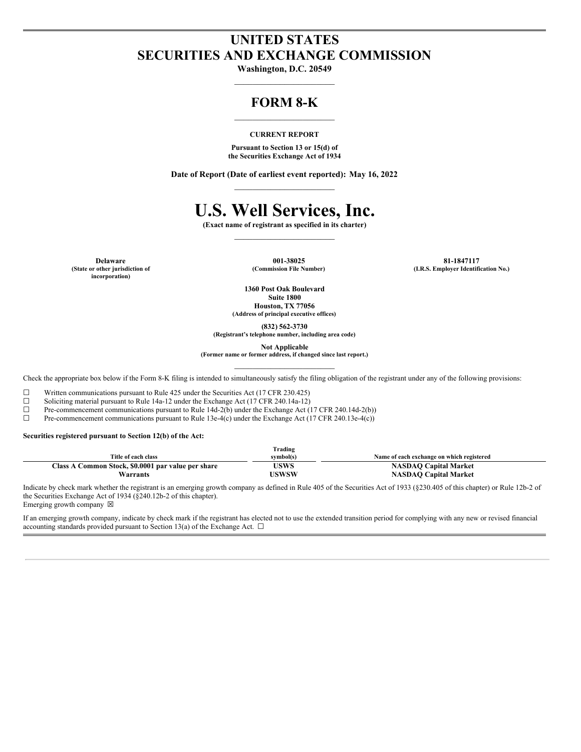# UNITED STATES
# SECURITIES AND EXCHANGE COMMISSION

**Washington, D.C. 20549**

## FORM 8-K

**CURRENT REPORT**

**Pursuant to Section 13 or 15(d) of the Securities Exchange Act of 1934**

**Date of Report (Date of earliest event reported): May 16, 2022**

# U.S. Well Services, Inc.

**(Exact name of registrant as specified in its charter)**

| Delaware | 001-38025 | 81-1847117 |
|---|---|---|
| (State or other jurisdiction of incorporation) | (Commission File Number) | (I.R.S. Employer Identification No.) |

**1360 Post Oak Boulevard**
**Suite 1800**
**Houston, TX 77056**
**(Address of principal executive offices)**

**(832) 562-3730**
**(Registrant's telephone number, including area code)**

**Not Applicable**
**(Former name or former address, if changed since last report.)**

Check the appropriate box below if the Form 8-K filing is intended to simultaneously satisfy the filing obligation of the registrant under any of the following provisions:

☐ Written communications pursuant to Rule 425 under the Securities Act (17 CFR 230.425)
☐ Soliciting material pursuant to Rule 14a-12 under the Exchange Act (17 CFR 240.14a-12)
☐ Pre-commencement communications pursuant to Rule 14d-2(b) under the Exchange Act (17 CFR 240.14d-2(b))
☐ Pre-commencement communications pursuant to Rule 13e-4(c) under the Exchange Act (17 CFR 240.13e-4(c))

**Securities registered pursuant to Section 12(b) of the Act:**

| Title of each class | Trading symbol(s) | Name of each exchange on which registered |
|---|---|---|
| **Class A Common Stock, $0.0001 par value per share** | **USWS** | **NASDAQ Capital Market** |
| **Warrants** | **USWSW** | **NASDAQ Capital Market** |

Indicate by check mark whether the registrant is an emerging growth company as defined in Rule 405 of the Securities Act of 1933 (§230.405 of this chapter) or Rule 12b-2 of the Securities Exchange Act of 1934 (§240.12b-2 of this chapter).
Emerging growth company ☒

If an emerging growth company, indicate by check mark if the registrant has elected not to use the extended transition period for complying with any new or revised financial accounting standards provided pursuant to Section 13(a) of the Exchange Act. ☐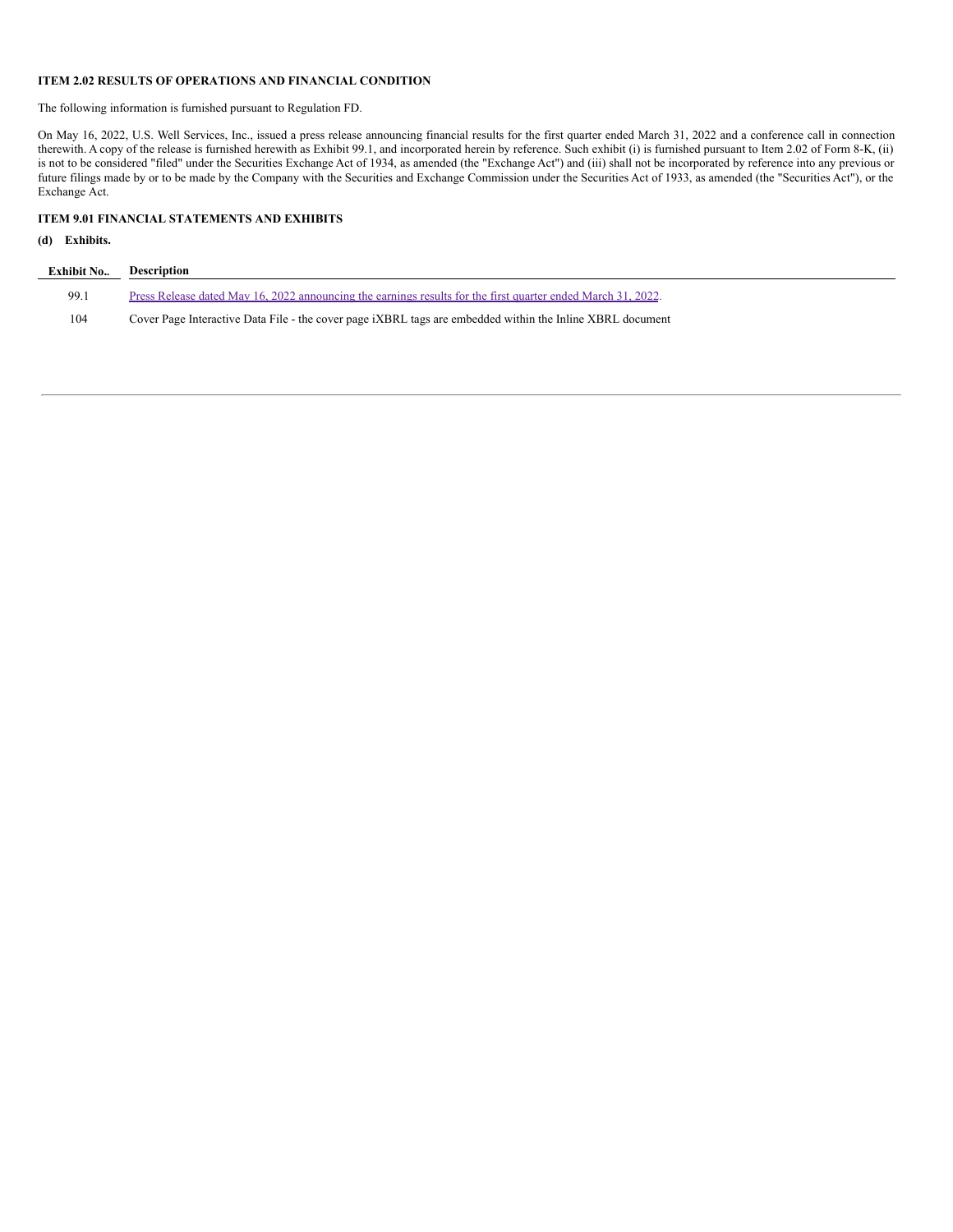**ITEM 2.02 RESULTS OF OPERATIONS AND FINANCIAL CONDITION**

The following information is furnished pursuant to Regulation FD.

On May 16, 2022, U.S. Well Services, Inc., issued a press release announcing financial results for the first quarter ended March 31, 2022 and a conference call in connection therewith. A copy of the release is furnished herewith as Exhibit 99.1, and incorporated herein by reference. Such exhibit (i) is furnished pursuant to Item 2.02 of Form 8-K, (ii) is not to be considered "filed" under the Securities Exchange Act of 1934, as amended (the "Exchange Act") and (iii) shall not be incorporated by reference into any previous or future filings made by or to be made by the Company with the Securities and Exchange Commission under the Securities Act of 1933, as amended (the "Securities Act"), or the Exchange Act.

**ITEM 9.01 FINANCIAL STATEMENTS AND EXHIBITS**

**(d) Exhibits.**

| Exhibit No.. | Description |
|---|---|
| 99.1 | Press Release dated May 16, 2022 announcing the earnings results for the first quarter ended March 31, 2022. |
| 104 | Cover Page Interactive Data File - the cover page iXBRL tags are embedded within the Inline XBRL document |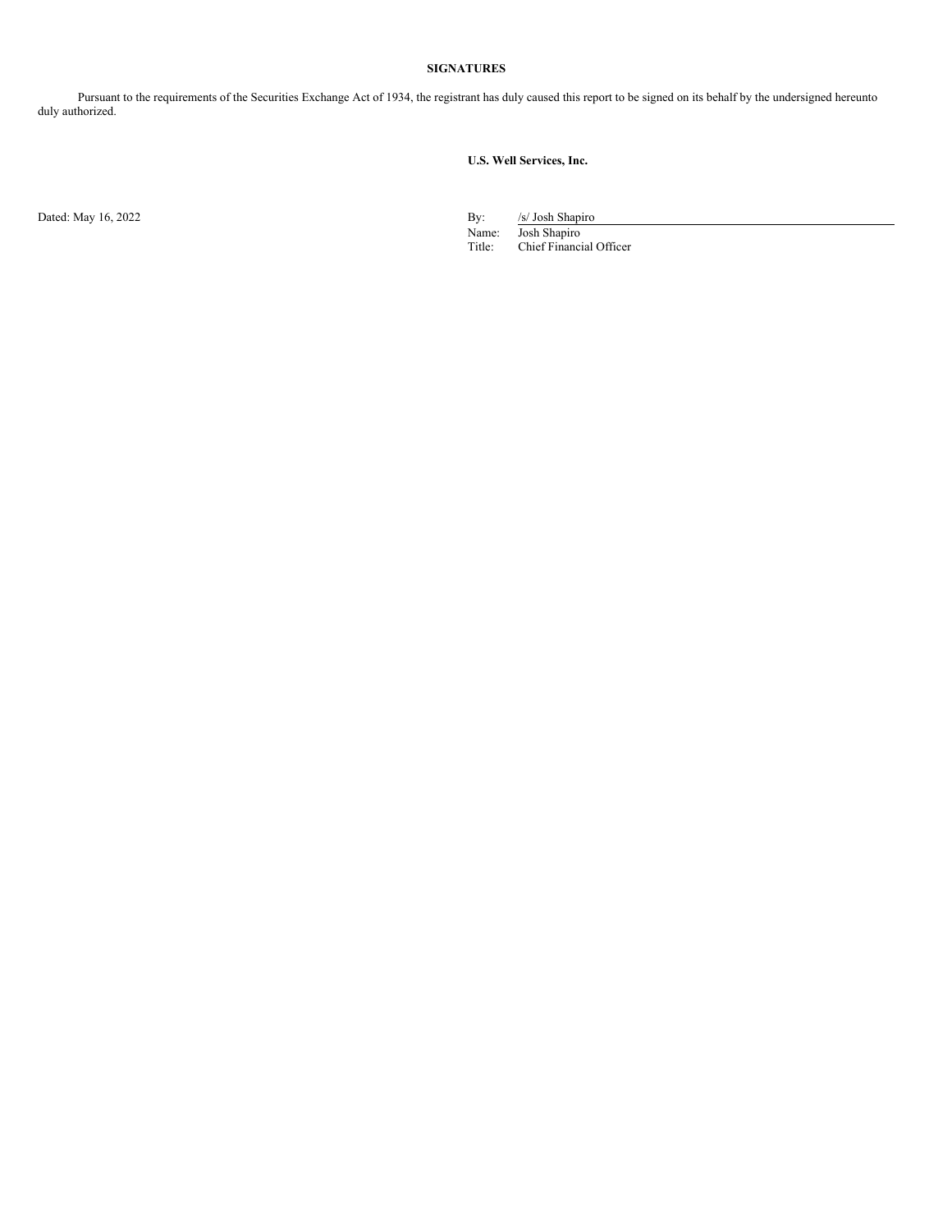**SIGNATURES**

Pursuant to the requirements of the Securities Exchange Act of 1934, the registrant has duly caused this report to be signed on its behalf by the undersigned hereunto duly authorized.

**U.S. Well Services, Inc.**

Dated: May 16, 2022

By: /s/ Josh Shapiro
Name: Josh Shapiro
Title: Chief Financial Officer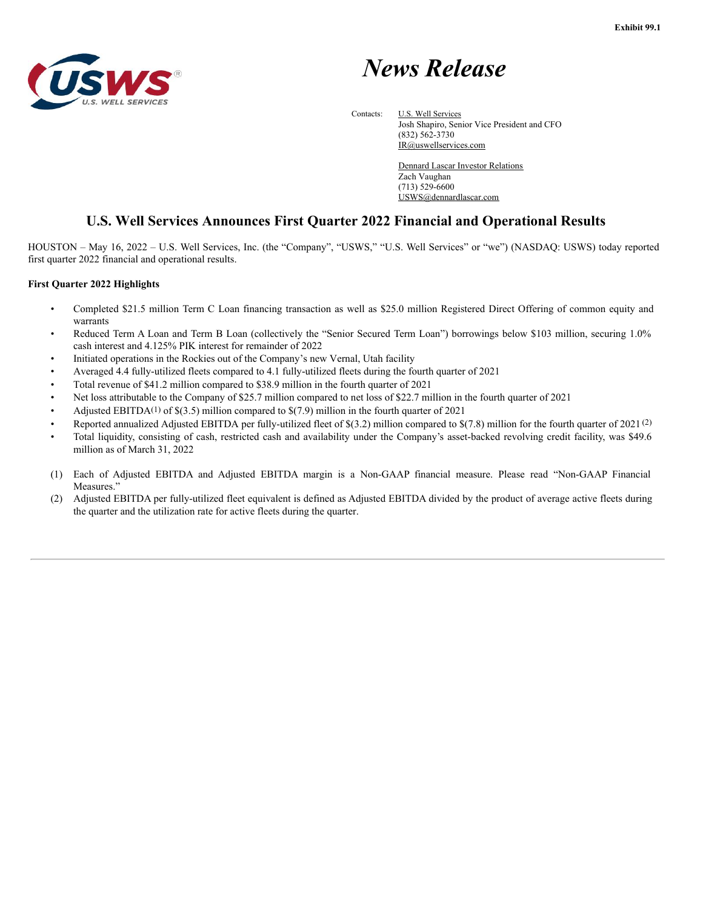Exhibit 99.1

# News Release

Contacts: U.S. Well Services
Josh Shapiro, Senior Vice President and CFO
(832) 562-3730
IR@uswellservices.com

Dennard Lascar Investor Relations
Zach Vaughan
(713) 529-6600
USWS@dennardlascar.com

## U.S. Well Services Announces First Quarter 2022 Financial and Operational Results

HOUSTON – May 16, 2022 – U.S. Well Services, Inc. (the "Company", "USWS," "U.S. Well Services" or "we") (NASDAQ: USWS) today reported first quarter 2022 financial and operational results.

**First Quarter 2022 Highlights**

- Completed $21.5 million Term C Loan financing transaction as well as $25.0 million Registered Direct Offering of common equity and warrants
- Reduced Term A Loan and Term B Loan (collectively the "Senior Secured Term Loan") borrowings below $103 million, securing 1.0% cash interest and 4.125% PIK interest for remainder of 2022
- Initiated operations in the Rockies out of the Company's new Vernal, Utah facility
- Averaged 4.4 fully-utilized fleets compared to 4.1 fully-utilized fleets during the fourth quarter of 2021
- Total revenue of $41.2 million compared to $38.9 million in the fourth quarter of 2021
- Net loss attributable to the Company of $25.7 million compared to net loss of $22.7 million in the fourth quarter of 2021
- Adjusted EBITDA(1) of $(3.5) million compared to $(7.9) million in the fourth quarter of 2021
- Reported annualized Adjusted EBITDA per fully-utilized fleet of $(3.2) million compared to $(7.8) million for the fourth quarter of 2021 (2)
- Total liquidity, consisting of cash, restricted cash and availability under the Company's asset-backed revolving credit facility, was $49.6 million as of March 31, 2022

(1) Each of Adjusted EBITDA and Adjusted EBITDA margin is a Non-GAAP financial measure. Please read "Non-GAAP Financial Measures."

(2) Adjusted EBITDA per fully-utilized fleet equivalent is defined as Adjusted EBITDA divided by the product of average active fleets during the quarter and the utilization rate for active fleets during the quarter.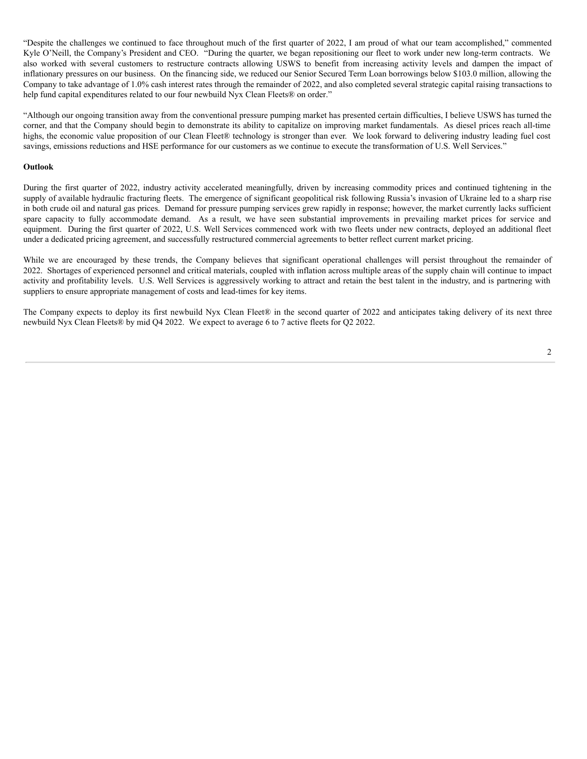"Despite the challenges we continued to face throughout much of the first quarter of 2022, I am proud of what our team accomplished," commented Kyle O'Neill, the Company's President and CEO. "During the quarter, we began repositioning our fleet to work under new long-term contracts. We also worked with several customers to restructure contracts allowing USWS to benefit from increasing activity levels and dampen the impact of inflationary pressures on our business. On the financing side, we reduced our Senior Secured Term Loan borrowings below $103.0 million, allowing the Company to take advantage of 1.0% cash interest rates through the remainder of 2022, and also completed several strategic capital raising transactions to help fund capital expenditures related to our four newbuild Nyx Clean Fleets® on order."

"Although our ongoing transition away from the conventional pressure pumping market has presented certain difficulties, I believe USWS has turned the corner, and that the Company should begin to demonstrate its ability to capitalize on improving market fundamentals. As diesel prices reach all-time highs, the economic value proposition of our Clean Fleet® technology is stronger than ever. We look forward to delivering industry leading fuel cost savings, emissions reductions and HSE performance for our customers as we continue to execute the transformation of U.S. Well Services."

**Outlook**

During the first quarter of 2022, industry activity accelerated meaningfully, driven by increasing commodity prices and continued tightening in the supply of available hydraulic fracturing fleets. The emergence of significant geopolitical risk following Russia's invasion of Ukraine led to a sharp rise in both crude oil and natural gas prices. Demand for pressure pumping services grew rapidly in response; however, the market currently lacks sufficient spare capacity to fully accommodate demand. As a result, we have seen substantial improvements in prevailing market prices for service and equipment. During the first quarter of 2022, U.S. Well Services commenced work with two fleets under new contracts, deployed an additional fleet under a dedicated pricing agreement, and successfully restructured commercial agreements to better reflect current market pricing.

While we are encouraged by these trends, the Company believes that significant operational challenges will persist throughout the remainder of 2022. Shortages of experienced personnel and critical materials, coupled with inflation across multiple areas of the supply chain will continue to impact activity and profitability levels. U.S. Well Services is aggressively working to attract and retain the best talent in the industry, and is partnering with suppliers to ensure appropriate management of costs and lead-times for key items.

The Company expects to deploy its first newbuild Nyx Clean Fleet® in the second quarter of 2022 and anticipates taking delivery of its next three newbuild Nyx Clean Fleets® by mid Q4 2022. We expect to average 6 to 7 active fleets for Q2 2022.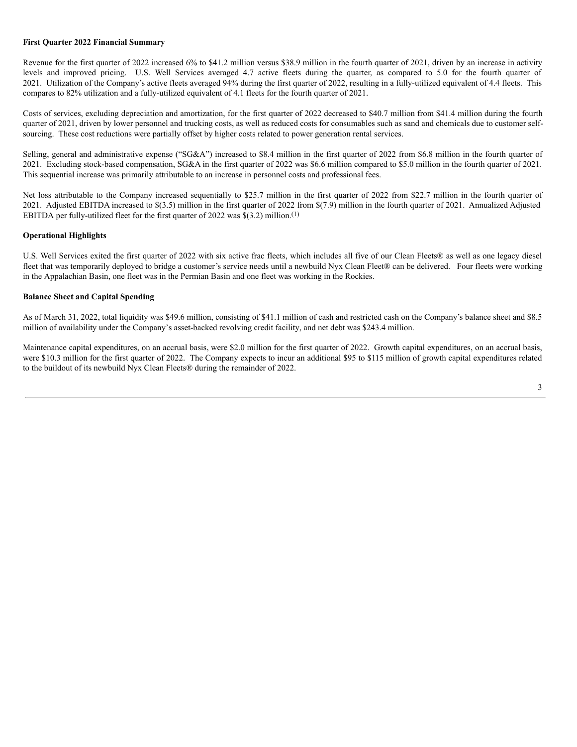**First Quarter 2022 Financial Summary**

Revenue for the first quarter of 2022 increased 6% to $41.2 million versus $38.9 million in the fourth quarter of 2021, driven by an increase in activity levels and improved pricing. U.S. Well Services averaged 4.7 active fleets during the quarter, as compared to 5.0 for the fourth quarter of 2021. Utilization of the Company's active fleets averaged 94% during the first quarter of 2022, resulting in a fully-utilized equivalent of 4.4 fleets. This compares to 82% utilization and a fully-utilized equivalent of 4.1 fleets for the fourth quarter of 2021.

Costs of services, excluding depreciation and amortization, for the first quarter of 2022 decreased to $40.7 million from $41.4 million during the fourth quarter of 2021, driven by lower personnel and trucking costs, as well as reduced costs for consumables such as sand and chemicals due to customer self-sourcing. These cost reductions were partially offset by higher costs related to power generation rental services.

Selling, general and administrative expense ("SG&A") increased to $8.4 million in the first quarter of 2022 from $6.8 million in the fourth quarter of 2021. Excluding stock-based compensation, SG&A in the first quarter of 2022 was $6.6 million compared to $5.0 million in the fourth quarter of 2021. This sequential increase was primarily attributable to an increase in personnel costs and professional fees.

Net loss attributable to the Company increased sequentially to $25.7 million in the first quarter of 2022 from $22.7 million in the fourth quarter of 2021. Adjusted EBITDA increased to $(3.5) million in the first quarter of 2022 from $(7.9) million in the fourth quarter of 2021. Annualized Adjusted EBITDA per fully-utilized fleet for the first quarter of 2022 was $(3.2) million.[(1)]

**Operational Highlights**

U.S. Well Services exited the first quarter of 2022 with six active frac fleets, which includes all five of our Clean Fleets® as well as one legacy diesel fleet that was temporarily deployed to bridge a customer's service needs until a newbuild Nyx Clean Fleet® can be delivered. Four fleets were working in the Appalachian Basin, one fleet was in the Permian Basin and one fleet was working in the Rockies.

**Balance Sheet and Capital Spending**

As of March 31, 2022, total liquidity was $49.6 million, consisting of $41.1 million of cash and restricted cash on the Company's balance sheet and $8.5 million of availability under the Company's asset-backed revolving credit facility, and net debt was $243.4 million.

Maintenance capital expenditures, on an accrual basis, were $2.0 million for the first quarter of 2022. Growth capital expenditures, on an accrual basis, were $10.3 million for the first quarter of 2022. The Company expects to incur an additional $95 to $115 million of growth capital expenditures related to the buildout of its newbuild Nyx Clean Fleets® during the remainder of 2022.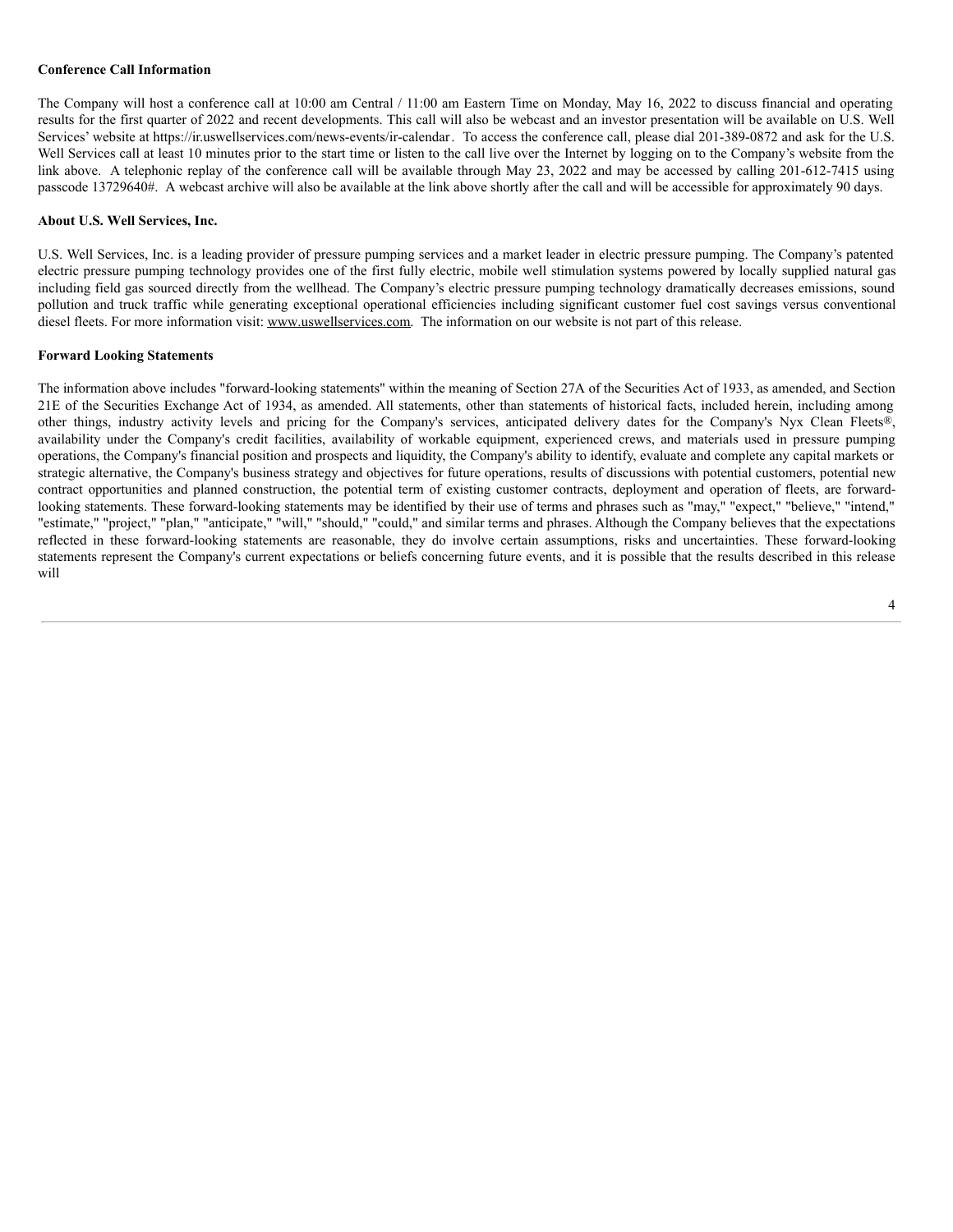**Conference Call Information**

The Company will host a conference call at 10:00 am Central / 11:00 am Eastern Time on Monday, May 16, 2022 to discuss financial and operating results for the first quarter of 2022 and recent developments. This call will also be webcast and an investor presentation will be available on U.S. Well Services' website at https://ir.uswellservices.com/news-events/ir-calendar. To access the conference call, please dial 201-389-0872 and ask for the U.S. Well Services call at least 10 minutes prior to the start time or listen to the call live over the Internet by logging on to the Company's website from the link above. A telephonic replay of the conference call will be available through May 23, 2022 and may be accessed by calling 201-612-7415 using passcode 13729640#. A webcast archive will also be available at the link above shortly after the call and will be accessible for approximately 90 days.

**About U.S. Well Services, Inc.**

U.S. Well Services, Inc. is a leading provider of pressure pumping services and a market leader in electric pressure pumping. The Company's patented electric pressure pumping technology provides one of the first fully electric, mobile well stimulation systems powered by locally supplied natural gas including field gas sourced directly from the wellhead. The Company's electric pressure pumping technology dramatically decreases emissions, sound pollution and truck traffic while generating exceptional operational efficiencies including significant customer fuel cost savings versus conventional diesel fleets. For more information visit: www.uswellservices.com. The information on our website is not part of this release.

**Forward Looking Statements**

The information above includes "forward-looking statements" within the meaning of Section 27A of the Securities Act of 1933, as amended, and Section 21E of the Securities Exchange Act of 1934, as amended. All statements, other than statements of historical facts, included herein, including among other things, industry activity levels and pricing for the Company's services, anticipated delivery dates for the Company's Nyx Clean Fleets®, availability under the Company's credit facilities, availability of workable equipment, experienced crews, and materials used in pressure pumping operations, the Company's financial position and prospects and liquidity, the Company's ability to identify, evaluate and complete any capital markets or strategic alternative, the Company's business strategy and objectives for future operations, results of discussions with potential customers, potential new contract opportunities and planned construction, the potential term of existing customer contracts, deployment and operation of fleets, are forward-looking statements. These forward-looking statements may be identified by their use of terms and phrases such as "may," "expect," "believe," "intend," "estimate," "project," "plan," "anticipate," "will," "should," "could," and similar terms and phrases. Although the Company believes that the expectations reflected in these forward-looking statements are reasonable, they do involve certain assumptions, risks and uncertainties. These forward-looking statements represent the Company's current expectations or beliefs concerning future events, and it is possible that the results described in this release will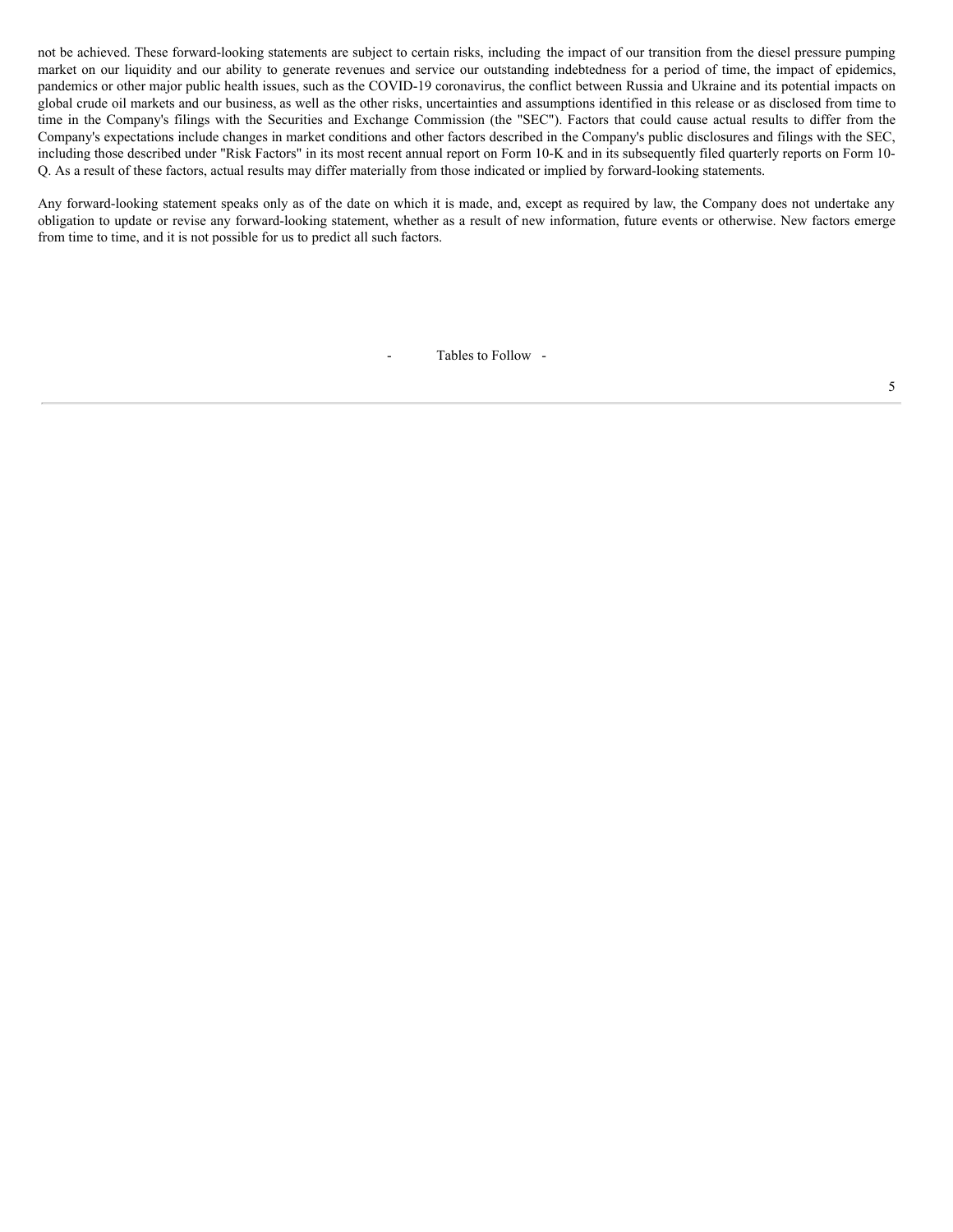not be achieved. These forward-looking statements are subject to certain risks, including the impact of our transition from the diesel pressure pumping market on our liquidity and our ability to generate revenues and service our outstanding indebtedness for a period of time, the impact of epidemics, pandemics or other major public health issues, such as the COVID-19 coronavirus, the conflict between Russia and Ukraine and its potential impacts on global crude oil markets and our business, as well as the other risks, uncertainties and assumptions identified in this release or as disclosed from time to time in the Company's filings with the Securities and Exchange Commission (the "SEC"). Factors that could cause actual results to differ from the Company's expectations include changes in market conditions and other factors described in the Company's public disclosures and filings with the SEC, including those described under "Risk Factors" in its most recent annual report on Form 10-K and in its subsequently filed quarterly reports on Form 10-Q. As a result of these factors, actual results may differ materially from those indicated or implied by forward-looking statements.

Any forward-looking statement speaks only as of the date on which it is made, and, except as required by law, the Company does not undertake any obligation to update or revise any forward-looking statement, whether as a result of new information, future events or otherwise. New factors emerge from time to time, and it is not possible for us to predict all such factors.

\- Tables to Follow -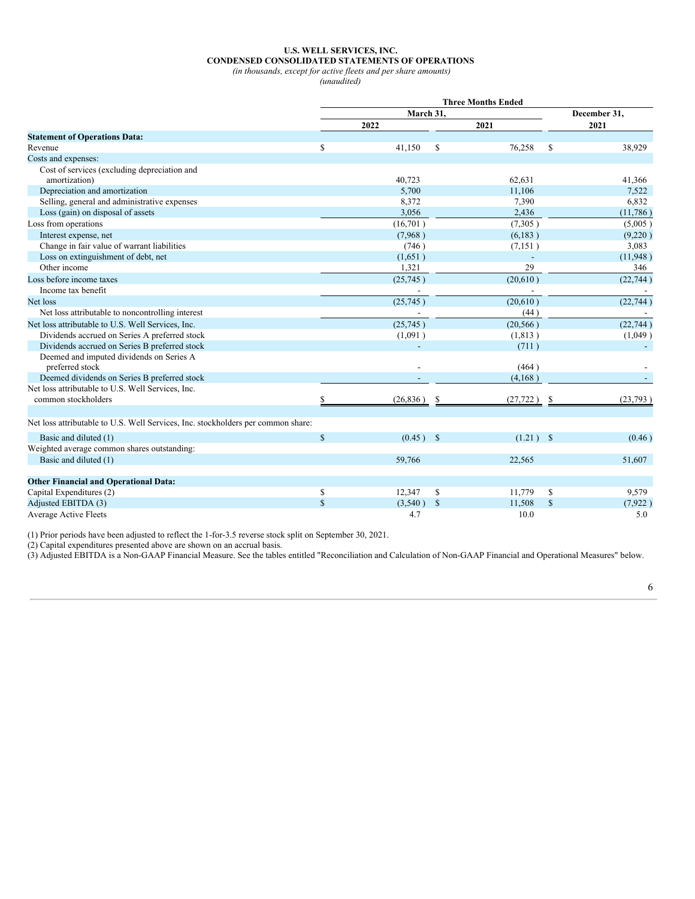**U.S. WELL SERVICES, INC.**
**CONDENSED CONSOLIDATED STATEMENTS OF OPERATIONS**
*(in thousands, except for active fleets and per share amounts)*
*(unaudited)*

| | Three Months Ended | | |
|---|---|---|---|
| | March 31, | | December 31, |
| | 2022 | 2021 | 2021 |
| **Statement of Operations Data:** | | | |
| Revenue | $ 41,150 | $ 76,258 | $ 38,929 |
| Costs and expenses: | | | |
| Cost of services (excluding depreciation and amortization) | 40,723 | 62,631 | 41,366 |
| Depreciation and amortization | 5,700 | 11,106 | 7,522 |
| Selling, general and administrative expenses | 8,372 | 7,390 | 6,832 |
| Loss (gain) on disposal of assets | 3,056 | 2,436 | (11,786) |
| Loss from operations | (16,701) | (7,305) | (5,005) |
| Interest expense, net | (7,968) | (6,183) | (9,220) |
| Change in fair value of warrant liabilities | (746) | (7,151) | 3,083 |
| Loss on extinguishment of debt, net | (1,651) | - | (11,948) |
| Other income | 1,321 | 29 | 346 |
| Loss before income taxes | (25,745) | (20,610) | (22,744) |
| Income tax benefit | - | - | - |
| Net loss | (25,745) | (20,610) | (22,744) |
| Net loss attributable to noncontrolling interest | - | (44) | - |
| Net loss attributable to U.S. Well Services, Inc. | (25,745) | (20,566) | (22,744) |
| Dividends accrued on Series A preferred stock | (1,091) | (1,813) | (1,049) |
| Dividends accrued on Series B preferred stock | - | (711) | - |
| Deemed and imputed dividends on Series A preferred stock | - | (464) | - |
| Deemed dividends on Series B preferred stock | - | (4,168) | - |
| Net loss attributable to U.S. Well Services, Inc. common stockholders | $ (26,836) | $ (27,722) | $ (23,793) |
| | | | |
| Net loss attributable to U.S. Well Services, Inc. stockholders per common share: | | | |
| Basic and diluted (1) | $ (0.45) | $ (1.21) | $ (0.46) |
| Weighted average common shares outstanding: | | | |
| Basic and diluted (1) | 59,766 | 22,565 | 51,607 |
| | | | |
| **Other Financial and Operational Data:** | | | |
| Capital Expenditures (2) | $ 12,347 | $ 11,779 | $ 9,579 |
| Adjusted EBITDA (3) | $ (3,540) | $ 11,508 | $ (7,922) |
| Average Active Fleets | 4.7 | 10.0 | 5.0 |

(1) Prior periods have been adjusted to reflect the 1-for-3.5 reverse stock split on September 30, 2021.
(2) Capital expenditures presented above are shown on an accrual basis.
(3) Adjusted EBITDA is a Non-GAAP Financial Measure. See the tables entitled "Reconciliation and Calculation of Non-GAAP Financial and Operational Measures" below.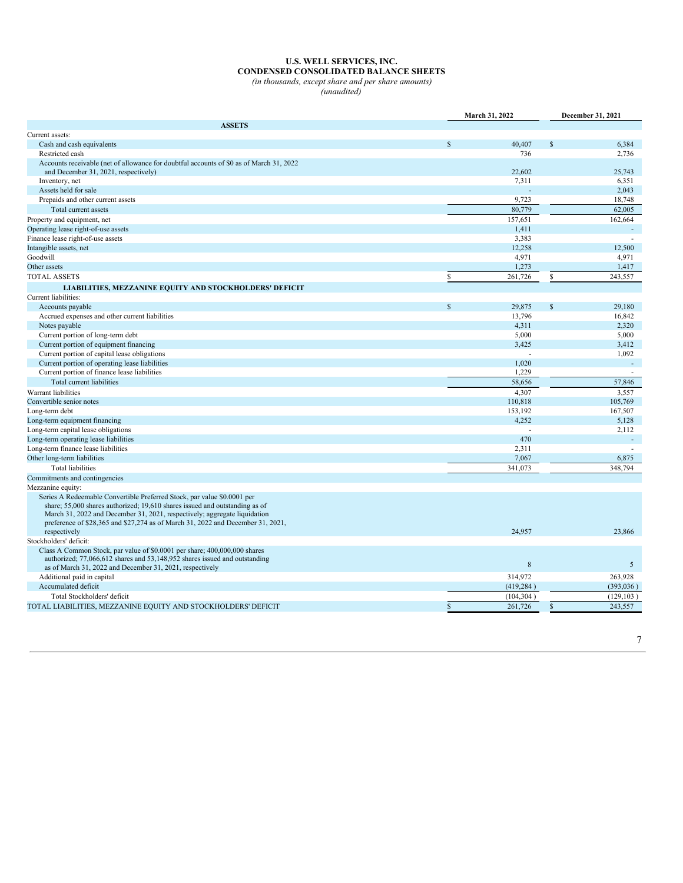# U.S. WELL SERVICES, INC.
## CONDENSED CONSOLIDATED BALANCE SHEETS
*(in thousands, except share and per share amounts)*
*(unaudited)*

| | March 31, 2022 | December 31, 2021 |
|---|---|---|
| **ASSETS** | | |
| Current assets: | | |
| Cash and cash equivalents | $ 40,407 | $ 6,384 |
| Restricted cash | 736 | 2,736 |
| Accounts receivable (net of allowance for doubtful accounts of $0 as of March 31, 2022 and December 31, 2021, respectively) | 22,602 | 25,743 |
| Inventory, net | 7,311 | 6,351 |
| Assets held for sale | - | 2,043 |
| Prepaids and other current assets | 9,723 | 18,748 |
| Total current assets | 80,779 | 62,005 |
| Property and equipment, net | 157,651 | 162,664 |
| Operating lease right-of-use assets | 1,411 | - |
| Finance lease right-of-use assets | 3,383 | - |
| Intangible assets, net | 12,258 | 12,500 |
| Goodwill | 4,971 | 4,971 |
| Other assets | 1,273 | 1,417 |
| TOTAL ASSETS | $ 261,726 | $ 243,557 |
| **LIABILITIES, MEZZANINE EQUITY AND STOCKHOLDERS' DEFICIT** | | |
| Current liabilities: | | |
| Accounts payable | $ 29,875 | $ 29,180 |
| Accrued expenses and other current liabilities | 13,796 | 16,842 |
| Notes payable | 4,311 | 2,320 |
| Current portion of long-term debt | 5,000 | 5,000 |
| Current portion of equipment financing | 3,425 | 3,412 |
| Current portion of capital lease obligations | - | 1,092 |
| Current portion of operating lease liabilities | 1,020 | - |
| Current portion of finance lease liabilities | 1,229 | - |
| Total current liabilities | 58,656 | 57,846 |
| Warrant liabilities | 4,307 | 3,557 |
| Convertible senior notes | 110,818 | 105,769 |
| Long-term debt | 153,192 | 167,507 |
| Long-term equipment financing | 4,252 | 5,128 |
| Long-term capital lease obligations | - | 2,112 |
| Long-term operating lease liabilities | 470 | - |
| Long-term finance lease liabilities | 2,311 | - |
| Other long-term liabilities | 7,067 | 6,875 |
| Total liabilities | 341,073 | 348,794 |
| Commitments and contingencies | | |
| Mezzanine equity: | | |
| Series A Redeemable Convertible Preferred Stock, par value $0.0001 per share; 55,000 shares authorized; 19,610 shares issued and outstanding as of March 31, 2022 and December 31, 2021, respectively; aggregate liquidation preference of $28,365 and $27,274 as of March 31, 2022 and December 31, 2021, respectively | 24,957 | 23,866 |
| Stockholders' deficit: | | |
| Class A Common Stock, par value of $0.0001 per share; 400,000,000 shares authorized; 77,066,612 shares and 53,148,952 shares issued and outstanding as of March 31, 2022 and December 31, 2021, respectively | 8 | 5 |
| Additional paid in capital | 314,972 | 263,928 |
| Accumulated deficit | (419,284 ) | (393,036 ) |
| Total Stockholders' deficit | (104,304 ) | (129,103 ) |
| TOTAL LIABILITIES, MEZZANINE EQUITY AND STOCKHOLDERS' DEFICIT | $ 261,726 | $ 243,557 |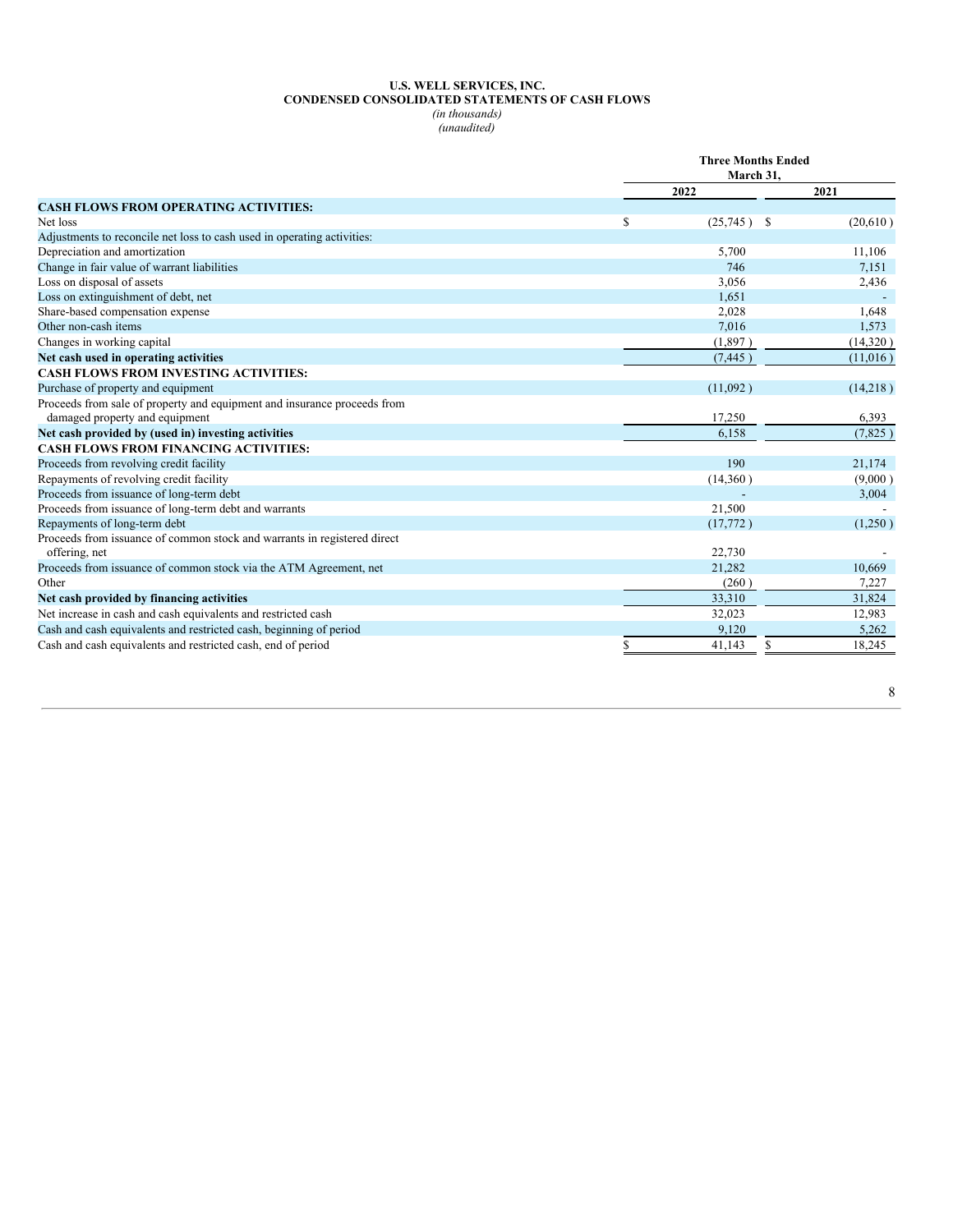**U.S. WELL SERVICES, INC.**
**CONDENSED CONSOLIDATED STATEMENTS OF CASH FLOWS**
*(in thousands)*
*(unaudited)*

| | Three Months Ended March 31, | |
|---|---|---|
| | 2022 | 2021 |
| **CASH FLOWS FROM OPERATING ACTIVITIES:** | | |
| Net loss | $ (25,745) | $ (20,610) |
| Adjustments to reconcile net loss to cash used in operating activities: | | |
| Depreciation and amortization | 5,700 | 11,106 |
| Change in fair value of warrant liabilities | 746 | 7,151 |
| Loss on disposal of assets | 3,056 | 2,436 |
| Loss on extinguishment of debt, net | 1,651 | - |
| Share-based compensation expense | 2,028 | 1,648 |
| Other non-cash items | 7,016 | 1,573 |
| Changes in working capital | (1,897) | (14,320) |
| **Net cash used in operating activities** | (7,445) | (11,016) |
| **CASH FLOWS FROM INVESTING ACTIVITIES:** | | |
| Purchase of property and equipment | (11,092) | (14,218) |
| Proceeds from sale of property and equipment and insurance proceeds from damaged property and equipment | 17,250 | 6,393 |
| **Net cash provided by (used in) investing activities** | 6,158 | (7,825) |
| **CASH FLOWS FROM FINANCING ACTIVITIES:** | | |
| Proceeds from revolving credit facility | 190 | 21,174 |
| Repayments of revolving credit facility | (14,360) | (9,000) |
| Proceeds from issuance of long-term debt | - | 3,004 |
| Proceeds from issuance of long-term debt and warrants | 21,500 | - |
| Repayments of long-term debt | (17,772) | (1,250) |
| Proceeds from issuance of common stock and warrants in registered direct offering, net | 22,730 | - |
| Proceeds from issuance of common stock via the ATM Agreement, net | 21,282 | 10,669 |
| Other | (260) | 7,227 |
| **Net cash provided by financing activities** | 33,310 | 31,824 |
| Net increase in cash and cash equivalents and restricted cash | 32,023 | 12,983 |
| Cash and cash equivalents and restricted cash, beginning of period | 9,120 | 5,262 |
| Cash and cash equivalents and restricted cash, end of period | $ 41,143 | $ 18,245 |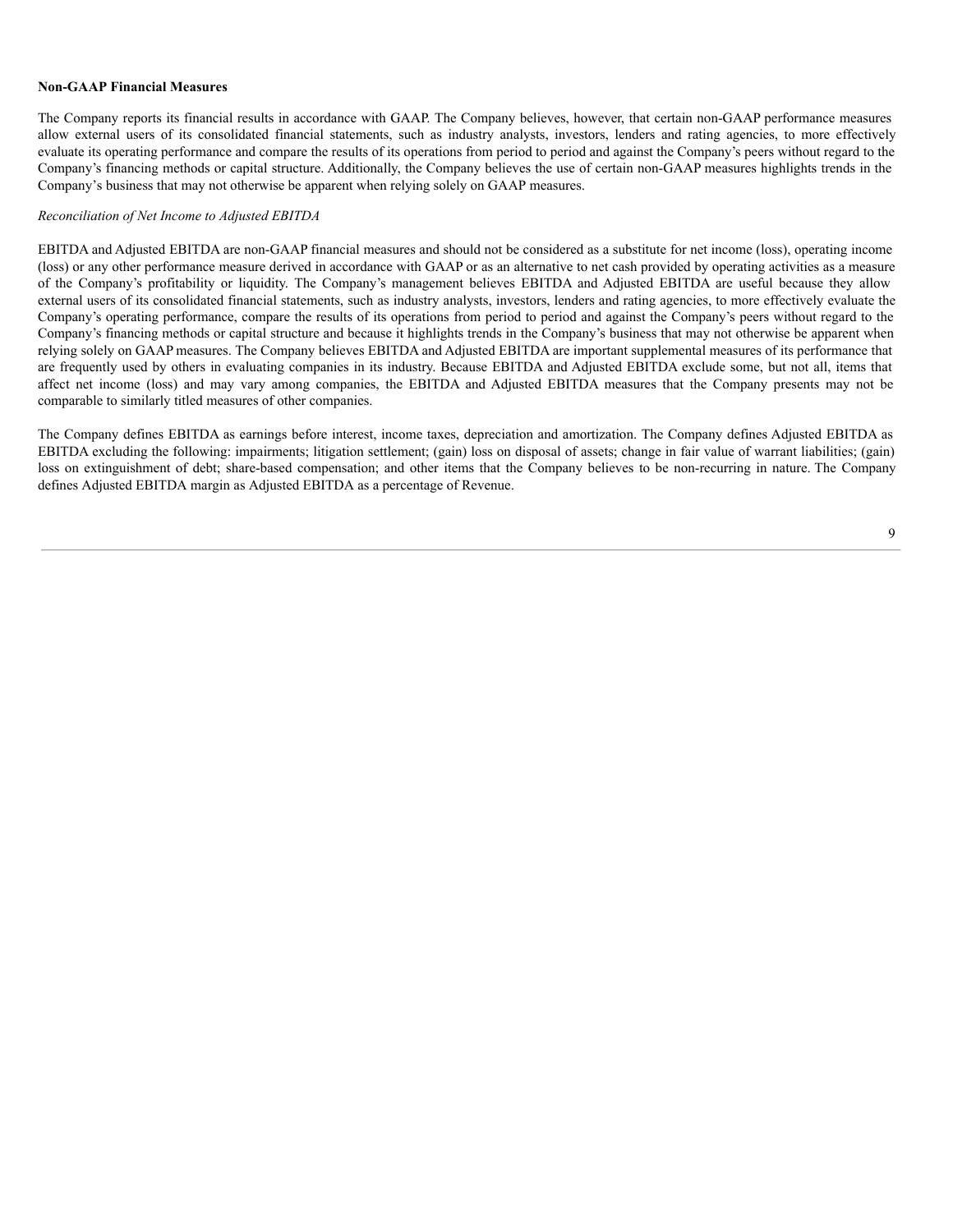**Non-GAAP Financial Measures**

The Company reports its financial results in accordance with GAAP. The Company believes, however, that certain non-GAAP performance measures allow external users of its consolidated financial statements, such as industry analysts, investors, lenders and rating agencies, to more effectively evaluate its operating performance and compare the results of its operations from period to period and against the Company's peers without regard to the Company's financing methods or capital structure. Additionally, the Company believes the use of certain non-GAAP measures highlights trends in the Company's business that may not otherwise be apparent when relying solely on GAAP measures.

*Reconciliation of Net Income to Adjusted EBITDA*

EBITDA and Adjusted EBITDA are non-GAAP financial measures and should not be considered as a substitute for net income (loss), operating income (loss) or any other performance measure derived in accordance with GAAP or as an alternative to net cash provided by operating activities as a measure of the Company's profitability or liquidity. The Company's management believes EBITDA and Adjusted EBITDA are useful because they allow external users of its consolidated financial statements, such as industry analysts, investors, lenders and rating agencies, to more effectively evaluate the Company's operating performance, compare the results of its operations from period to period and against the Company's peers without regard to the Company's financing methods or capital structure and because it highlights trends in the Company's business that may not otherwise be apparent when relying solely on GAAP measures. The Company believes EBITDA and Adjusted EBITDA are important supplemental measures of its performance that are frequently used by others in evaluating companies in its industry. Because EBITDA and Adjusted EBITDA exclude some, but not all, items that affect net income (loss) and may vary among companies, the EBITDA and Adjusted EBITDA measures that the Company presents may not be comparable to similarly titled measures of other companies.

The Company defines EBITDA as earnings before interest, income taxes, depreciation and amortization. The Company defines Adjusted EBITDA as EBITDA excluding the following: impairments; litigation settlement; (gain) loss on disposal of assets; change in fair value of warrant liabilities; (gain) loss on extinguishment of debt; share-based compensation; and other items that the Company believes to be non-recurring in nature. The Company defines Adjusted EBITDA margin as Adjusted EBITDA as a percentage of Revenue.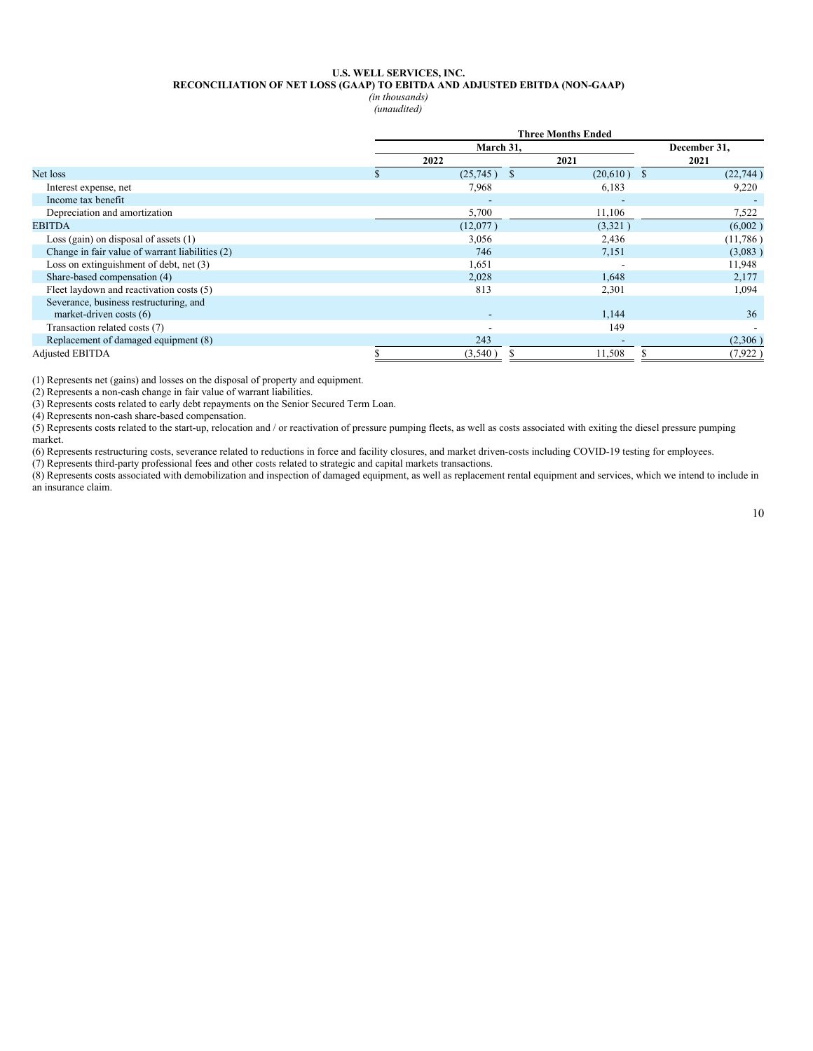**U.S. WELL SERVICES, INC.**
**RECONCILIATION OF NET LOSS (GAAP) TO EBITDA AND ADJUSTED EBITDA (NON-GAAP)**
*(in thousands)*
*(unaudited)*

| | Three Months Ended | | |
|---|---|---|---|
| | March 31, | | December 31, |
| | 2022 | 2021 | 2021 |
| Net loss | $ (25,745) | $ (20,610) | $ (22,744) |
| Interest expense, net | 7,968 | 6,183 | 9,220 |
| Income tax benefit | - | - | - |
| Depreciation and amortization | 5,700 | 11,106 | 7,522 |
| EBITDA | (12,077) | (3,321) | (6,002) |
| Loss (gain) on disposal of assets (1) | 3,056 | 2,436 | (11,786) |
| Change in fair value of warrant liabilities (2) | 746 | 7,151 | (3,083) |
| Loss on extinguishment of debt, net (3) | 1,651 | - | 11,948 |
| Share-based compensation (4) | 2,028 | 1,648 | 2,177 |
| Fleet laydown and reactivation costs (5) | 813 | 2,301 | 1,094 |
| Severance, business restructuring, and market-driven costs (6) | - | 1,144 | 36 |
| Transaction related costs (7) | - | 149 | - |
| Replacement of damaged equipment (8) | 243 | - | (2,306) |
| Adjusted EBITDA | $ (3,540) | $ 11,508 | $ (7,922) |

(1) Represents net (gains) and losses on the disposal of property and equipment.
(2) Represents a non-cash change in fair value of warrant liabilities.
(3) Represents costs related to early debt repayments on the Senior Secured Term Loan.
(4) Represents non-cash share-based compensation.
(5) Represents costs related to the start-up, relocation and / or reactivation of pressure pumping fleets, as well as costs associated with exiting the diesel pressure pumping market.
(6) Represents restructuring costs, severance related to reductions in force and facility closures, and market driven-costs including COVID-19 testing for employees.
(7) Represents third-party professional fees and other costs related to strategic and capital markets transactions.
(8) Represents costs associated with demobilization and inspection of damaged equipment, as well as replacement rental equipment and services, which we intend to include in an insurance claim.